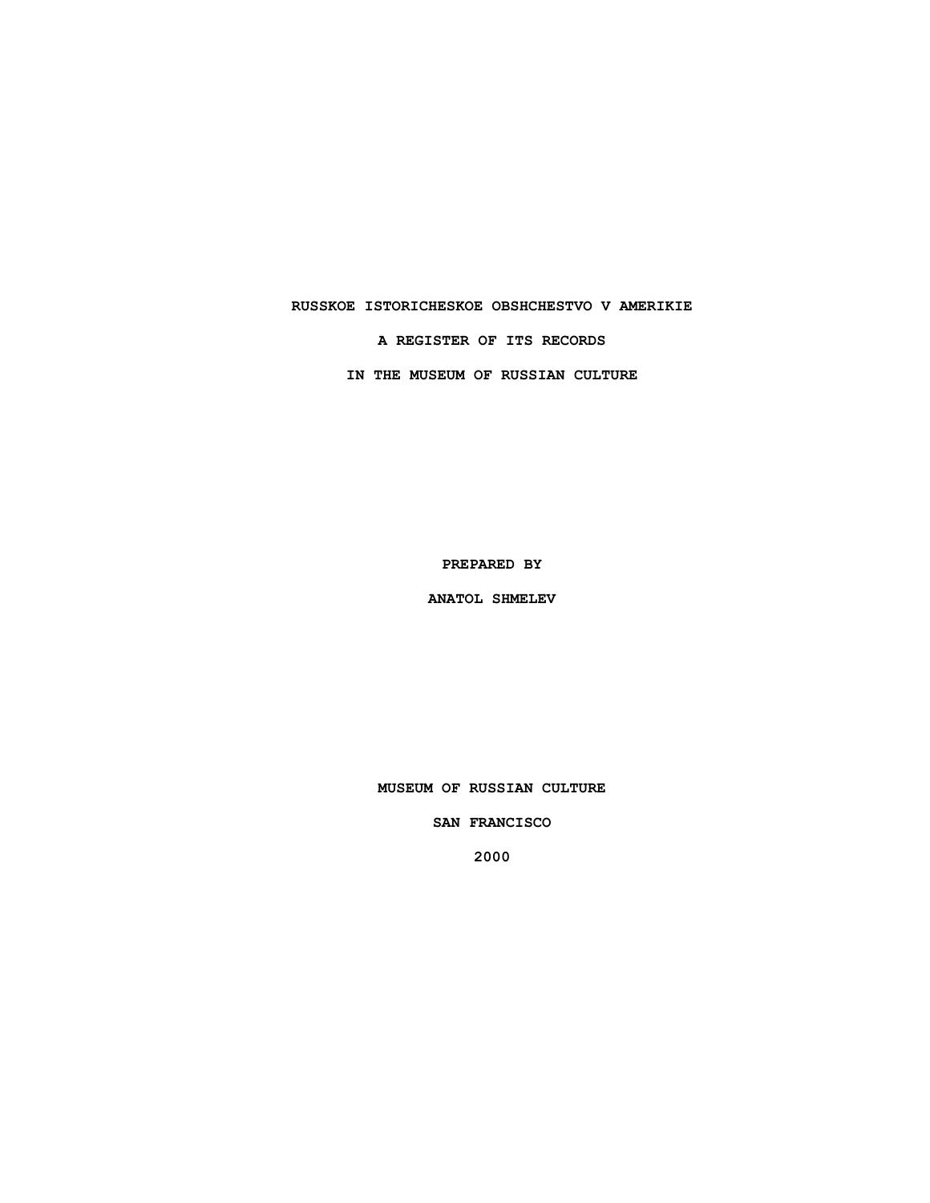# RUSSKOE ISTORICHESKOE OBSHCHESTVO V AMERIKIE

## A REGISTER OF ITS RECORDS

## IN THE MUSEUM OF RUSSIAN CULTURE

PREPARED BY

ANATOL SHMELEV

MUSEUM OF RUSSIAN CULTURE

SAN FRANCISCO

2000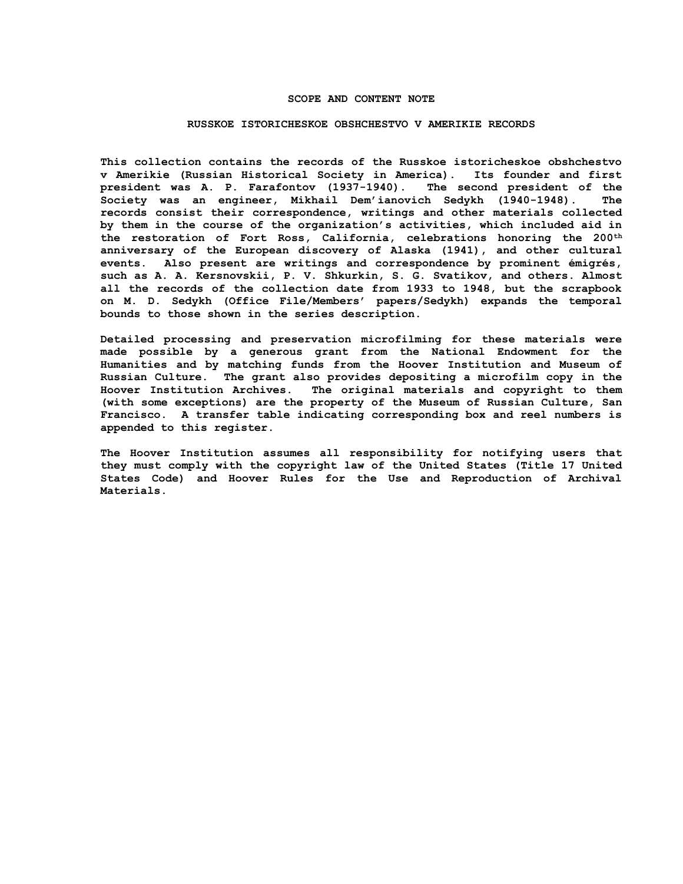## SCOPE AND CONTENT NOTE

### RUSSKOE ISTORICHESKOE OBSHCHESTVO V AMERIKIE RECORDS

This collection contains the records of the Russkoe istoricheskoe obshchestvo v Amerikie (Russian Historical Society in America). Its founder and first president was A. P. Farafontov (1937-1940). The second president of the Society was an engineer, Mikhail Dem'ianovich Sedykh (1940-1948). The records consist their correspondence, writings and other materials collected by them in the course of the organization's activities, which included aid in the restoration of Fort Ross, California, celebrations honoring the 200th anniversary of the European discovery of Alaska (1941), and other cultural events. Also present are writings and correspondence by prominent émigrés, such as A. A. Kersnovskii, P. V. Shkurkin, S. G. Svatikov, and others. Almost all the records of the collection date from 1933 to 1948, but the scrapbook on M. D. Sedykh (Office File/Members' papers/Sedykh) expands the temporal bounds to those shown in the series description.

Detailed processing and preservation microfilming for these materials were made possible by a generous grant from the National Endowment for the Humanities and by matching funds from the Hoover Institution and Museum of Russian Culture. The grant also provides depositing a microfilm copy in the Hoover Institution Archives. The original materials and copyright to them (with some exceptions) are the property of the Museum of Russian Culture, San Francisco. A transfer table indicating corresponding box and reel numbers is appended to this register.

The Hoover Institution assumes all responsibility for notifying users that they must comply with the copyright law of the United States (Title 17 United States Code) and Hoover Rules for the Use and Reproduction of Archival Materials.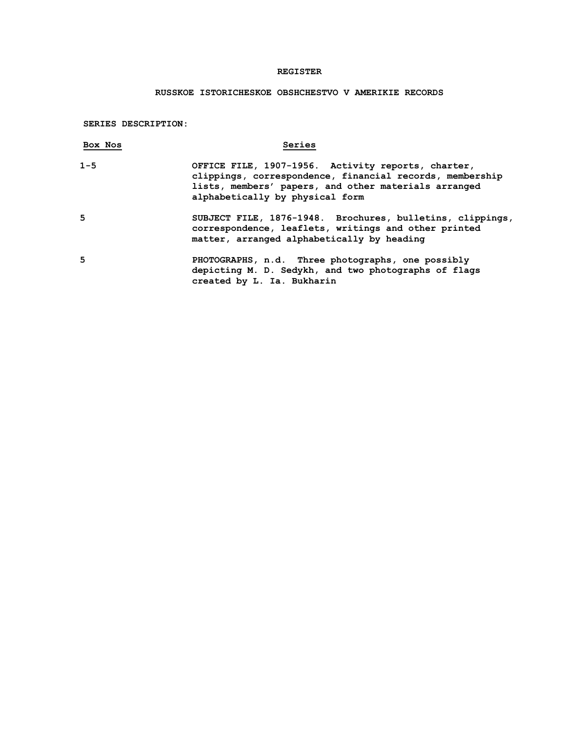# REGISTER

## RUSSKOE ISTORICHESKOE OBSHCHESTVO V AMERIKIE RECORDS

**SERIES DESCRIPTION:**

| Box Nos | Series |
|---|---|
| 1-5 | OFFICE FILE, 1907-1956. Activity reports, charter, clippings, correspondence, financial records, membership lists, members' papers, and other materials arranged alphabetically by physical form |
| 5 | SUBJECT FILE, 1876-1948. Brochures, bulletins, clippings, correspondence, leaflets, writings and other printed matter, arranged alphabetically by heading |
| 5 | PHOTOGRAPHS, n.d. Three photographs, one possibly depicting M. D. Sedykh, and two photographs of flags created by L. Ia. Bukharin |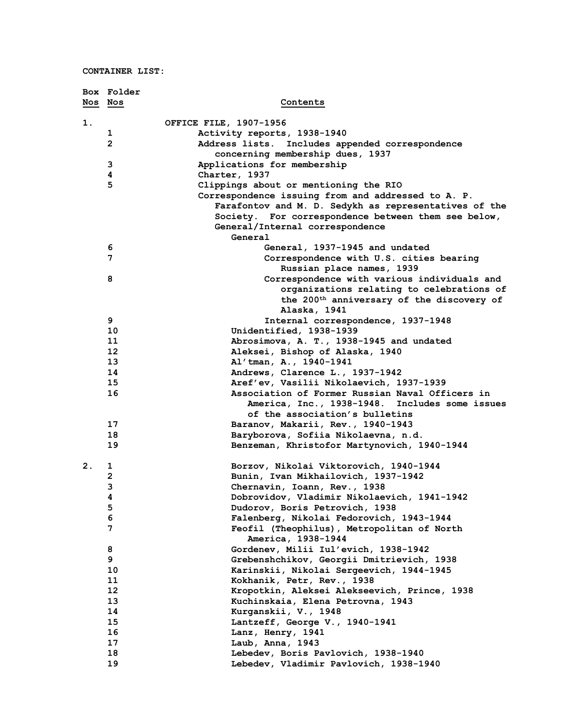**CONTAINER LIST:**

| Box Nos | Folder Nos | Contents |
|---|---|---|
| 1. | | OFFICE FILE, 1907-1956 |
| | 1 | Activity reports, 1938-1940 |
| | 2 | Address lists. Includes appended correspondence concerning membership dues, 1937 |
| | 3 | Applications for membership |
| | 4 | Charter, 1937 |
| | 5 | Clippings about or mentioning the RIO |
| | | Correspondence issuing from and addressed to A. P. Farafontov and M. D. Sedykh as representatives of the Society. For correspondence between them see below, General/Internal correspondence |
| | | General |
| | 6 | General, 1937-1945 and undated |
| | 7 | Correspondence with U.S. cities bearing Russian place names, 1939 |
| | 8 | Correspondence with various individuals and organizations relating to celebrations of the 200th anniversary of the discovery of Alaska, 1941 |
| | 9 | Internal correspondence, 1937-1948 |
| | 10 | Unidentified, 1938-1939 |
| | 11 | Abrosimova, A. T., 1938-1945 and undated |
| | 12 | Aleksei, Bishop of Alaska, 1940 |
| | 13 | Al'tman, A., 1940-1941 |
| | 14 | Andrews, Clarence L., 1937-1942 |
| | 15 | Aref'ev, Vasilii Nikolaevich, 1937-1939 |
| | 16 | Association of Former Russian Naval Officers in America, Inc., 1938-1948. Includes some issues of the association's bulletins |
| | 17 | Baranov, Makarii, Rev., 1940-1943 |
| | 18 | Baryborova, Sofiia Nikolaevna, n.d. |
| | 19 | Benzeman, Khristofor Martynovich, 1940-1944 |
| 2. | 1 | Borzov, Nikolai Viktorovich, 1940-1944 |
| | 2 | Bunin, Ivan Mikhailovich, 1937-1942 |
| | 3 | Chernavin, Ioann, Rev., 1938 |
| | 4 | Dobrovidov, Vladimir Nikolaevich, 1941-1942 |
| | 5 | Dudorov, Boris Petrovich, 1938 |
| | 6 | Falenberg, Nikolai Fedorovich, 1943-1944 |
| | 7 | Feofil (Theophilus), Metropolitan of North America, 1938-1944 |
| | 8 | Gordenev, Milii Iul'evich, 1938-1942 |
| | 9 | Grebenshchikov, Georgii Dmitrievich, 1938 |
| | 10 | Karinskii, Nikolai Sergeevich, 1944-1945 |
| | 11 | Kokhanik, Petr, Rev., 1938 |
| | 12 | Kropotkin, Aleksei Alekseevich, Prince, 1938 |
| | 13 | Kuchinskaia, Elena Petrovna, 1943 |
| | 14 | Kurganskii, V., 1948 |
| | 15 | Lantzeff, George V., 1940-1941 |
| | 16 | Lanz, Henry, 1941 |
| | 17 | Laub, Anna, 1943 |
| | 18 | Lebedev, Boris Pavlovich, 1938-1940 |
| | 19 | Lebedev, Vladimir Pavlovich, 1938-1940 |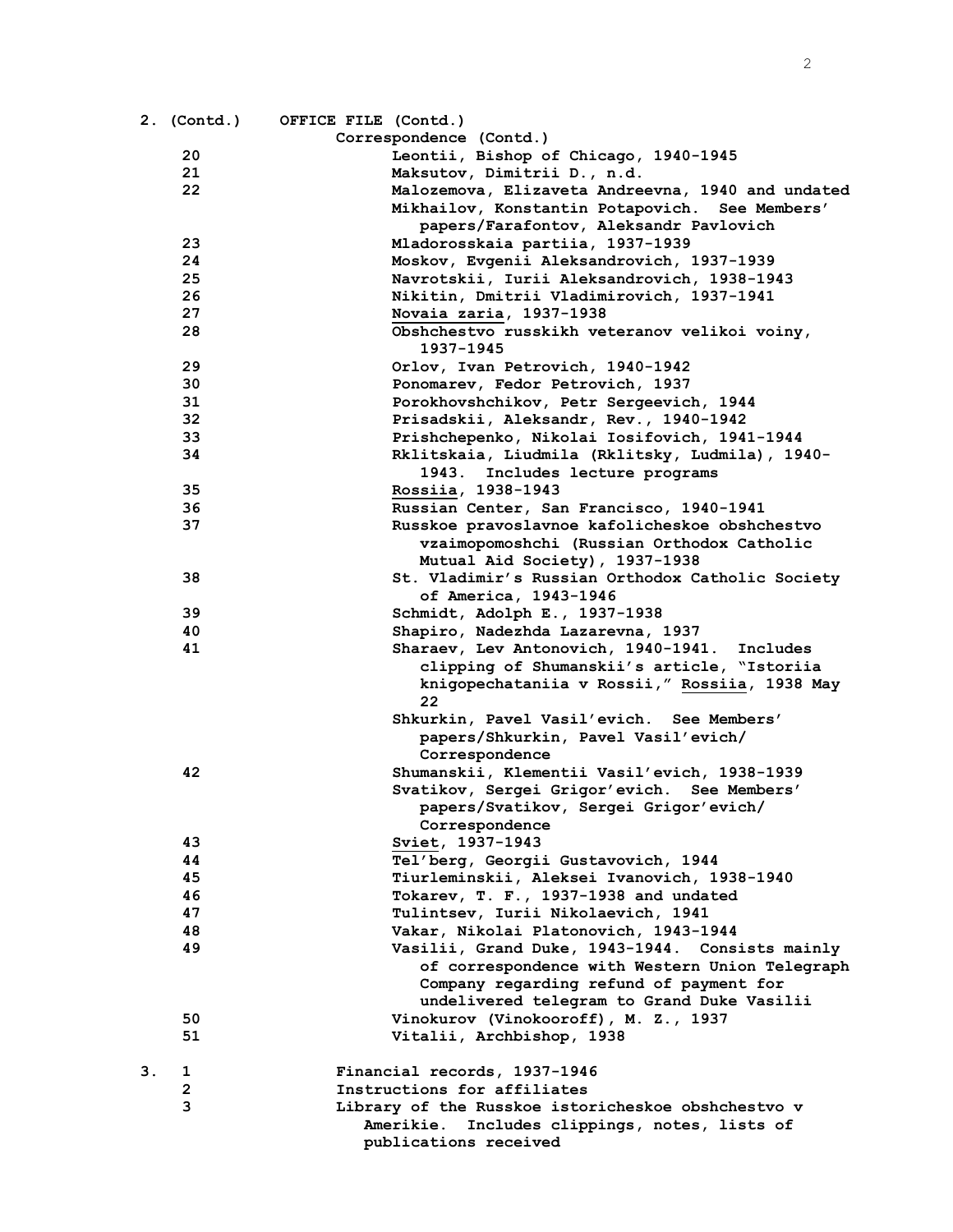2. (Contd.) OFFICE FILE (Contd.)

Correspondence (Contd.)

- 20 Leontii, Bishop of Chicago, 1940-1945
- 21 Maksutov, Dimitrii D., n.d.
- 22 Malozemova, Elizaveta Andreevna, 1940 and undated
- Mikhailov, Konstantin Potapovich. See Members' papers/Farafontov, Aleksandr Pavlovich
- 23 Mladorosskaia partiia, 1937-1939
- 24 Moskov, Evgenii Aleksandrovich, 1937-1939
- 25 Navrotskii, Iurii Aleksandrovich, 1938-1943
- 26 Nikitin, Dmitrii Vladimirovich, 1937-1941
- 27 <u>Novaia zaria</u>, 1937-1938
- 28 Obshchestvo russkikh veteranov velikoi voiny, 1937-1945
- 29 Orlov, Ivan Petrovich, 1940-1942
- 30 Ponomarev, Fedor Petrovich, 1937
- 31 Porokhovshchikov, Petr Sergeevich, 1944
- 32 Prisadskii, Aleksandr, Rev., 1940-1942
- 33 Prishchepenko, Nikolai Iosifovich, 1941-1944
- 34 Rklitskaia, Liudmila (Rklitsky, Ludmila), 1940-1943. Includes lecture programs
- 35 <u>Rossiia</u>, 1938-1943
- 36 Russian Center, San Francisco, 1940-1941
- 37 Russkoe pravoslavnoe kafolicheskoe obshchestvo vzaimopomoshchi (Russian Orthodox Catholic Mutual Aid Society), 1937-1938
- 38 St. Vladimir's Russian Orthodox Catholic Society of America, 1943-1946
- 39 Schmidt, Adolph E., 1937-1938
- 40 Shapiro, Nadezhda Lazarevna, 1937
- 41 Sharaev, Lev Antonovich, 1940-1941. Includes clipping of Shumanskii's article, "Istoriia knigopechataniia v Rossii," <u>Rossiia</u>, 1938 May 22
- Shkurkin, Pavel Vasil'evich. See Members' papers/Shkurkin, Pavel Vasil'evich/ Correspondence
- 42 Shumanskii, Klementii Vasil'evich, 1938-1939
- Svatikov, Sergei Grigor'evich. See Members' papers/Svatikov, Sergei Grigor'evich/ Correspondence
- 43 <u>Sviet</u>, 1937-1943
- 44 Tel'berg, Georgii Gustavovich, 1944
- 45 Tiurleminskii, Aleksei Ivanovich, 1938-1940
- 46 Tokarev, T. F., 1937-1938 and undated
- 47 Tulintsev, Iurii Nikolaevich, 1941
- 48 Vakar, Nikolai Platonovich, 1943-1944
- 49 Vasilii, Grand Duke, 1943-1944. Consists mainly of correspondence with Western Union Telegraph Company regarding refund of payment for undelivered telegram to Grand Duke Vasilii
- 50 Vinokurov (Vinokooroff), M. Z., 1937
- 51 Vitalii, Archbishop, 1938

3.
- 1 Financial records, 1937-1946
- 2 Instructions for affiliates
- 3 Library of the Russkoe istoricheskoe obshchestvo v Amerikie. Includes clippings, notes, lists of publications received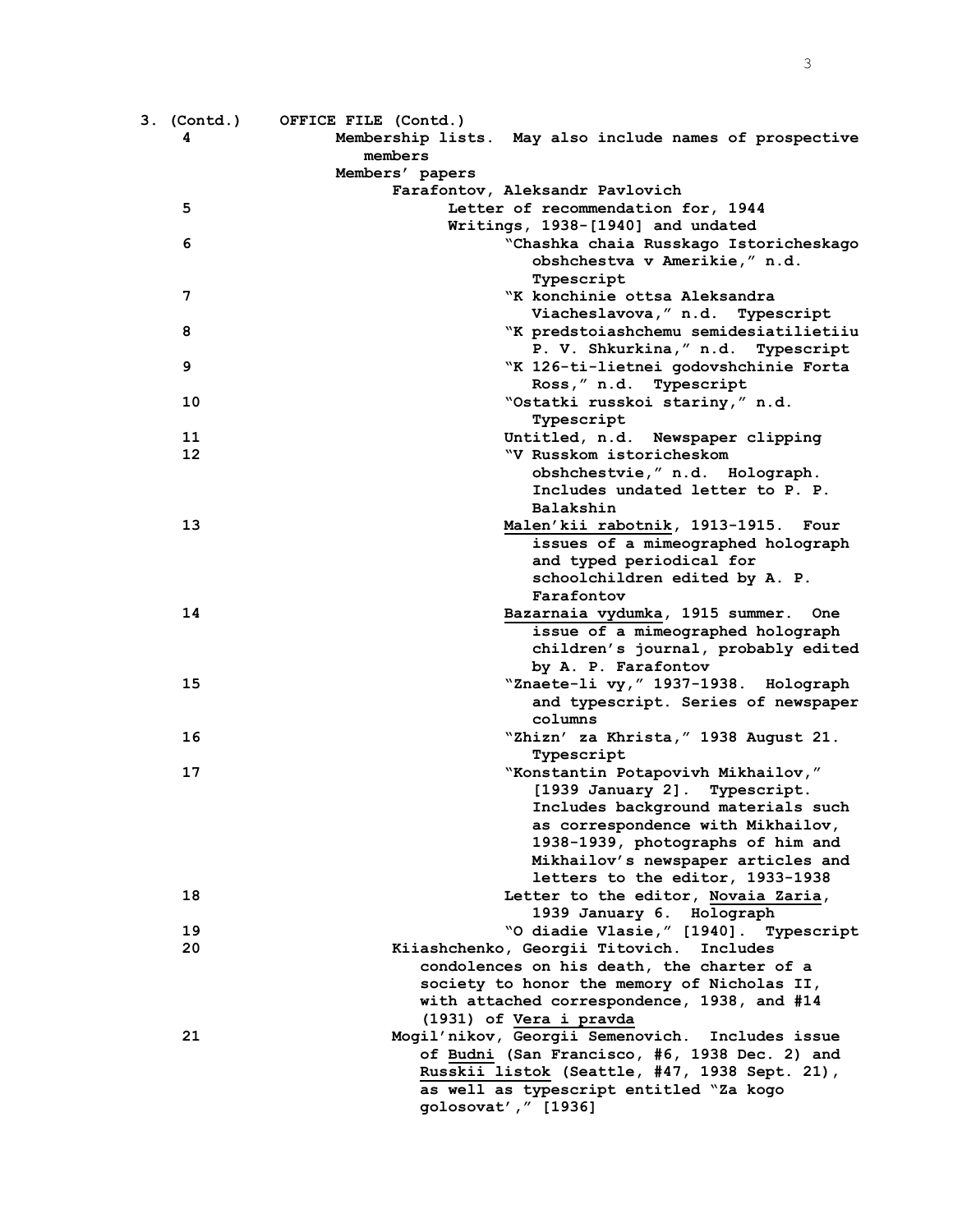3. (Contd.) OFFICE FILE (Contd.)

4 Membership lists. May also include names of prospective members

Members' papers

Farafontov, Aleksandr Pavlovich

5 Letter of recommendation for, 1944

Writings, 1938-[1940] and undated

6 "Chashka chaia Russkago Istoricheskago obshchestva v Amerikie," n.d. Typescript

7 "K konchinie ottsa Aleksandra Viacheslavova," n.d. Typescript

8 "K predstoiashchemu semidesiatilietiiu P. V. Shkurkina," n.d. Typescript

9 "K 126-ti-lietnei godovshchinie Forta Ross," n.d. Typescript

10 "Ostatki russkoi stariny," n.d. Typescript

11 Untitled, n.d. Newspaper clipping

12 "V Russkom istoricheskom obshchestvie," n.d. Holograph. Includes undated letter to P. P. Balakshin

13 <u>Malen'kii rabotnik</u>, 1913-1915. Four issues of a mimeographed holograph and typed periodical for schoolchildren edited by A. P. Farafontov

14 <u>Bazarnaia vydumka</u>, 1915 summer. One issue of a mimeographed holograph children's journal, probably edited by A. P. Farafontov

15 "Znaete-li vy," 1937-1938. Holograph and typescript. Series of newspaper columns

16 "Zhizn' za Khrista," 1938 August 21. Typescript

17 "Konstantin Potapovivh Mikhailov," [1939 January 2]. Typescript. Includes background materials such as correspondence with Mikhailov, 1938-1939, photographs of him and Mikhailov's newspaper articles and letters to the editor, 1933-1938

18 Letter to the editor, <u>Novaia Zaria</u>, 1939 January 6. Holograph

19 "O diadie Vlasie," [1940]. Typescript

20 Kiiashchenko, Georgii Titovich. Includes condolences on his death, the charter of a society to honor the memory of Nicholas II, with attached correspondence, 1938, and #14 (1931) of <u>Vera i pravda</u>

21 Mogil'nikov, Georgii Semenovich. Includes issue of <u>Budni</u> (San Francisco, #6, 1938 Dec. 2) and <u>Russkii listok</u> (Seattle, #47, 1938 Sept. 21), as well as typescript entitled "Za kogo golosovat'," [1936]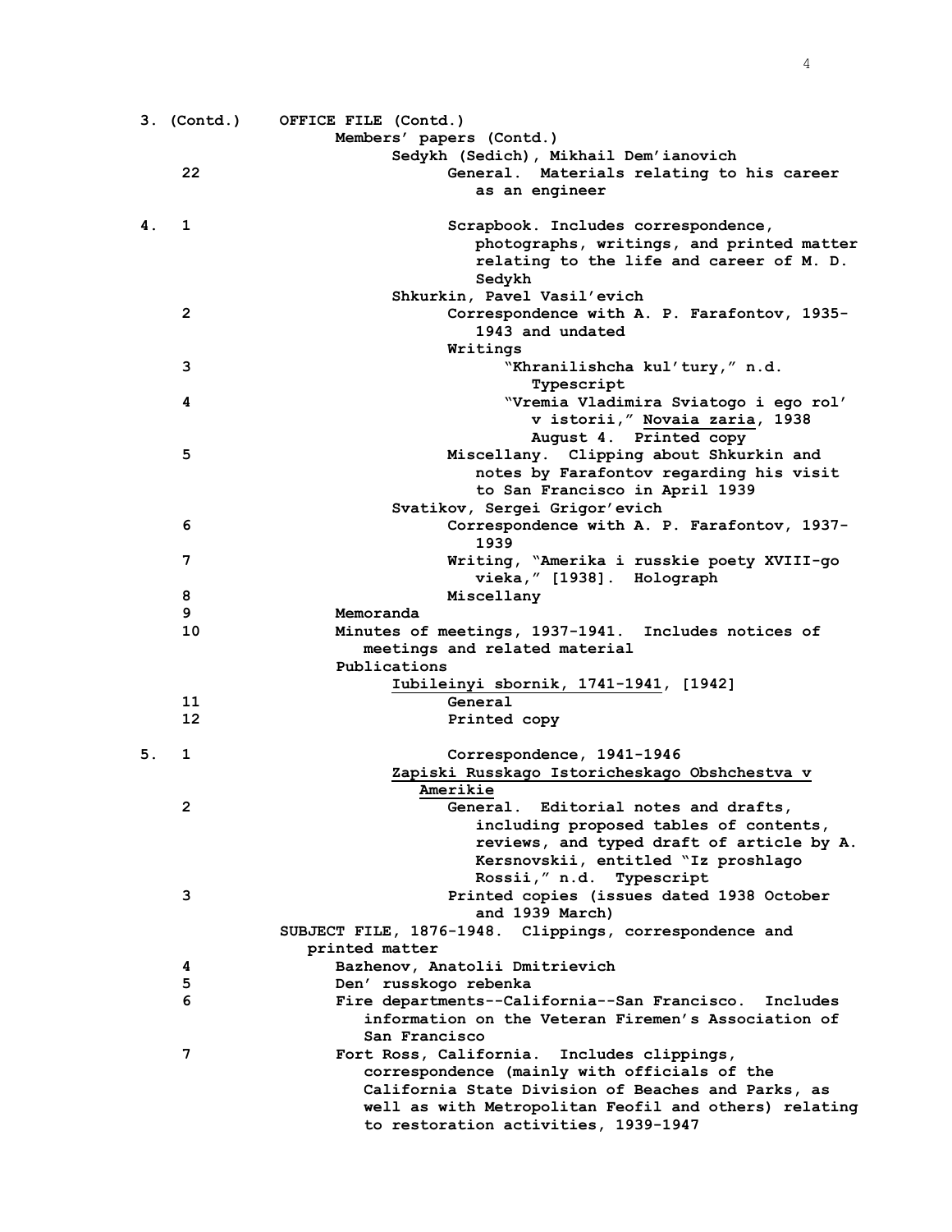3. (Contd.) OFFICE FILE (Contd.)

Members' papers (Contd.)

Sedykh (Sedich), Mikhail Dem'ianovich

22 General. Materials relating to his career as an engineer

4. 1 Scrapbook. Includes correspondence, photographs, writings, and printed matter relating to the life and career of M. D. Sedykh

Shkurkin, Pavel Vasil'evich

2 Correspondence with A. P. Farafontov, 1935-1943 and undated

Writings

3 "Khranilishcha kul'tury," n.d. Typescript

4 "Vremia Vladimira Sviatogo i ego rol' v istorii," Novaia zaria, 1938 August 4. Printed copy

5 Miscellany. Clipping about Shkurkin and notes by Farafontov regarding his visit to San Francisco in April 1939

Svatikov, Sergei Grigor'evich

6 Correspondence with A. P. Farafontov, 1937-1939

7 Writing, "Amerika i russkie poety XVIII-go vieka," [1938]. Holograph

8 Miscellany

9 Memoranda

10 Minutes of meetings, 1937-1941. Includes notices of meetings and related material

Publications

Iubileinyi sbornik, 1741-1941, [1942]

11 General

12 Printed copy

5. 1 Correspondence, 1941-1946

Zapiski Russkago Istoricheskago Obshchestva v Amerikie

2 General. Editorial notes and drafts, including proposed tables of contents, reviews, and typed draft of article by A. Kersnovskii, entitled "Iz proshlago Rossii," n.d. Typescript

3 Printed copies (issues dated 1938 October and 1939 March)

SUBJECT FILE, 1876-1948. Clippings, correspondence and printed matter

4 Bazhenov, Anatolii Dmitrievich

5 Den' russkogo rebenka

6 Fire departments--California--San Francisco. Includes information on the Veteran Firemen's Association of San Francisco

7 Fort Ross, California. Includes clippings, correspondence (mainly with officials of the California State Division of Beaches and Parks, as well as with Metropolitan Feofil and others) relating to restoration activities, 1939-1947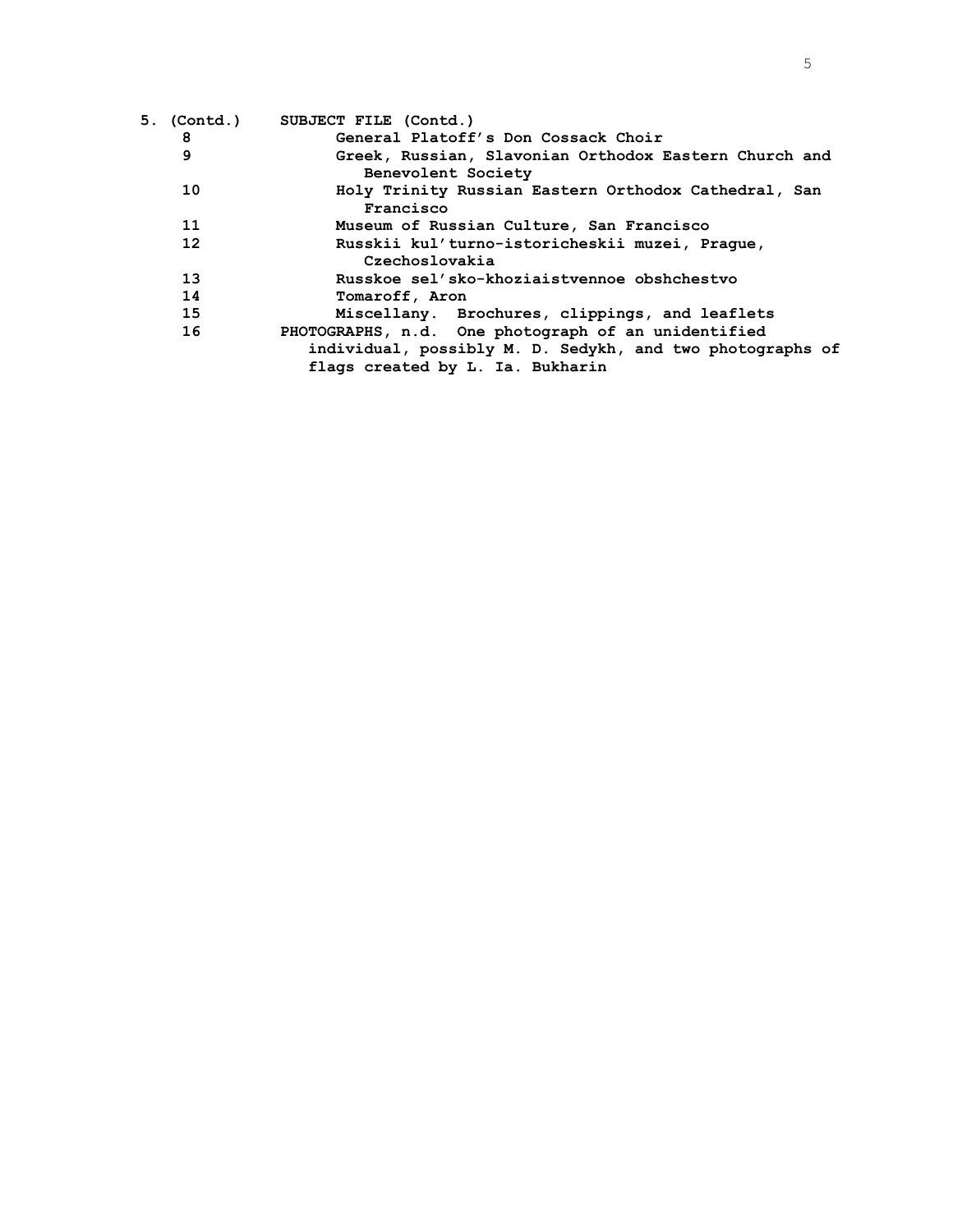| | | |
|---|---|---|
| **5. (Contd.)** | **SUBJECT FILE (Contd.)** | |
| **8** | | **General Platoff's Don Cossack Choir** |
| **9** | | **Greek, Russian, Slavonian Orthodox Eastern Church and Benevolent Society** |
| **10** | | **Holy Trinity Russian Eastern Orthodox Cathedral, San Francisco** |
| **11** | | **Museum of Russian Culture, San Francisco** |
| **12** | | **Russkii kul'turno-istoricheskii muzei, Prague, Czechoslovakia** |
| **13** | | **Russkoe sel'sko-khoziaistvennoe obshchestvo** |
| **14** | | **Tomaroff, Aron** |
| **15** | | **Miscellany. Brochures, clippings, and leaflets** |
| **16** | **PHOTOGRAPHS, n.d. One photograph of an unidentified individual, possibly M. D. Sedykh, and two photographs of flags created by L. Ia. Bukharin** | |